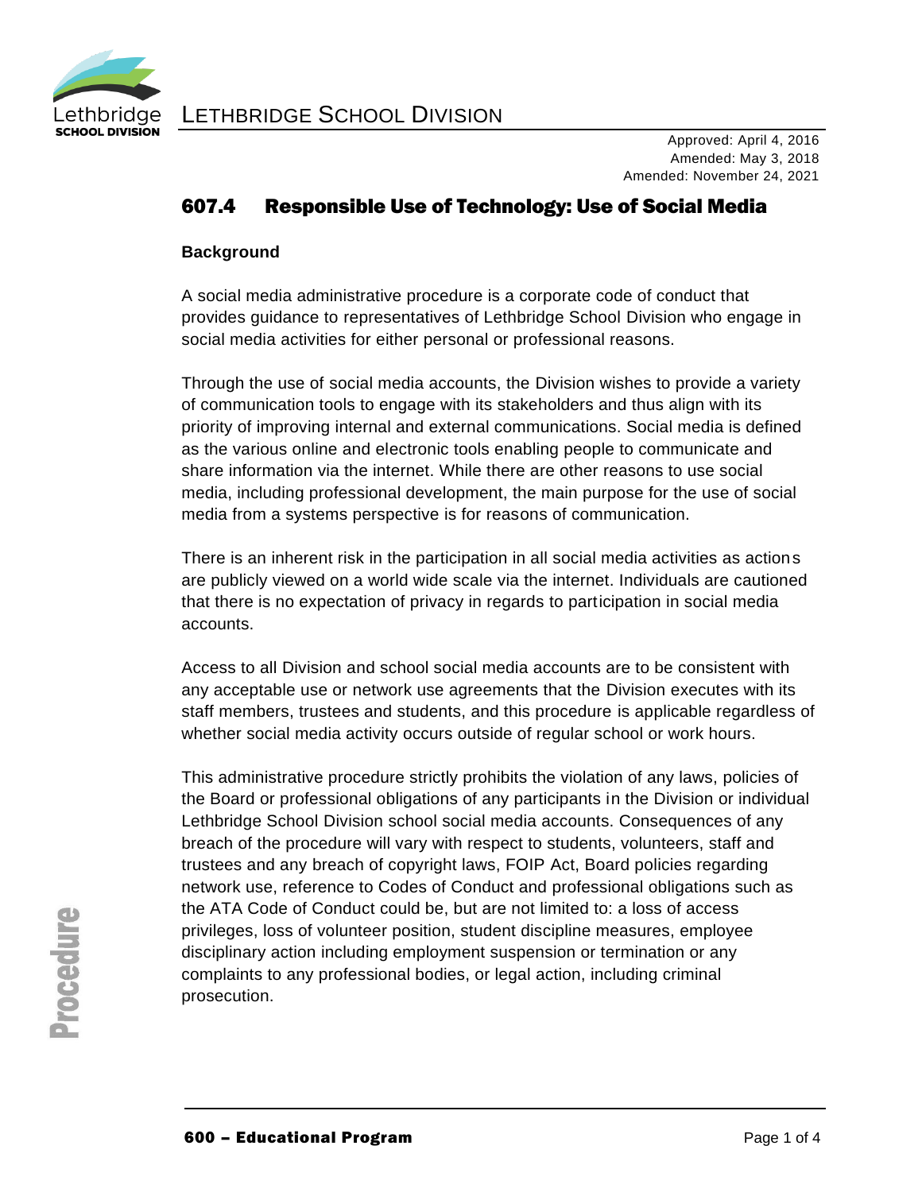Approved: April 4, 2016
Amended: May 3, 2018
Amended: November 24, 2021

# 607.4 Responsible Use of Technology: Use of Social Media

**Background**

A social media administrative procedure is a corporate code of conduct that provides guidance to representatives of Lethbridge School Division who engage in social media activities for either personal or professional reasons.

Through the use of social media accounts, the Division wishes to provide a variety of communication tools to engage with its stakeholders and thus align with its priority of improving internal and external communications. Social media is defined as the various online and electronic tools enabling people to communicate and share information via the internet. While there are other reasons to use social media, including professional development, the main purpose for the use of social media from a systems perspective is for reasons of communication.

There is an inherent risk in the participation in all social media activities as actions are publicly viewed on a world wide scale via the internet. Individuals are cautioned that there is no expectation of privacy in regards to participation in social media accounts.

Access to all Division and school social media accounts are to be consistent with any acceptable use or network use agreements that the Division executes with its staff members, trustees and students, and this procedure is applicable regardless of whether social media activity occurs outside of regular school or work hours.

This administrative procedure strictly prohibits the violation of any laws, policies of the Board or professional obligations of any participants in the Division or individual Lethbridge School Division school social media accounts. Consequences of any breach of the procedure will vary with respect to students, volunteers, staff and trustees and any breach of copyright laws, FOIP Act, Board policies regarding network use, reference to Codes of Conduct and professional obligations such as the ATA Code of Conduct could be, but are not limited to: a loss of access privileges, loss of volunteer position, student discipline measures, employee disciplinary action including employment suspension or termination or any complaints to any professional bodies, or legal action, including criminal prosecution.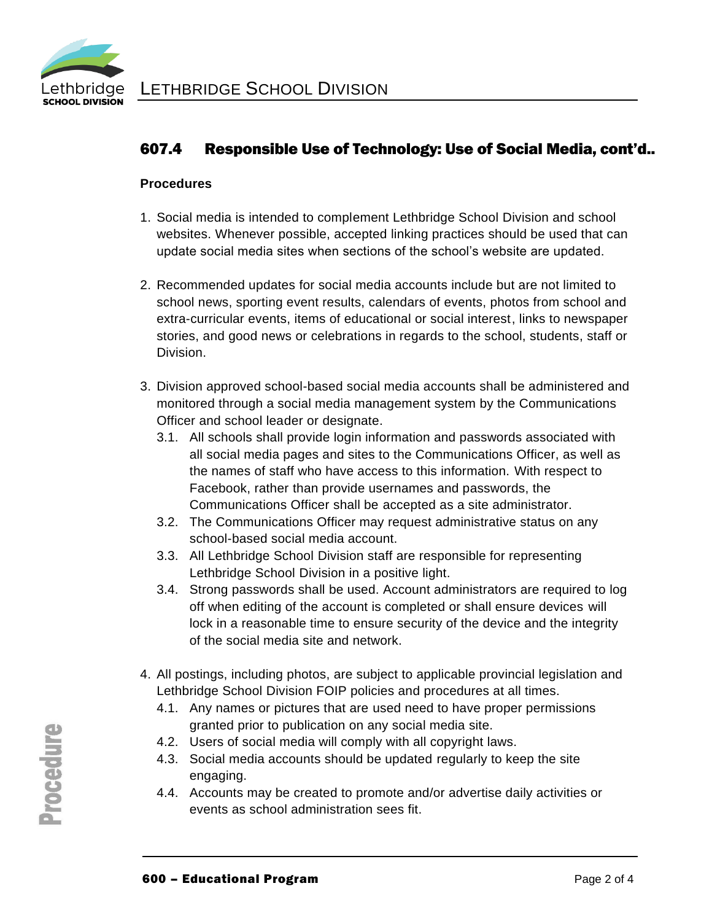## 607.4 Responsible Use of Technology: Use of Social Media, cont'd..

**Procedures**

1. Social media is intended to complement Lethbridge School Division and school websites. Whenever possible, accepted linking practices should be used that can update social media sites when sections of the school's website are updated.

2. Recommended updates for social media accounts include but are not limited to school news, sporting event results, calendars of events, photos from school and extra-curricular events, items of educational or social interest, links to newspaper stories, and good news or celebrations in regards to the school, students, staff or Division.

3. Division approved school-based social media accounts shall be administered and monitored through a social media management system by the Communications Officer and school leader or designate.
   - 3.1. All schools shall provide login information and passwords associated with all social media pages and sites to the Communications Officer, as well as the names of staff who have access to this information. With respect to Facebook, rather than provide usernames and passwords, the Communications Officer shall be accepted as a site administrator.
   - 3.2. The Communications Officer may request administrative status on any school-based social media account.
   - 3.3. All Lethbridge School Division staff are responsible for representing Lethbridge School Division in a positive light.
   - 3.4. Strong passwords shall be used. Account administrators are required to log off when editing of the account is completed or shall ensure devices will lock in a reasonable time to ensure security of the device and the integrity of the social media site and network.

4. All postings, including photos, are subject to applicable provincial legislation and Lethbridge School Division FOIP policies and procedures at all times.
   - 4.1. Any names or pictures that are used need to have proper permissions granted prior to publication on any social media site.
   - 4.2. Users of social media will comply with all copyright laws.
   - 4.3. Social media accounts should be updated regularly to keep the site engaging.
   - 4.4. Accounts may be created to promote and/or advertise daily activities or events as school administration sees fit.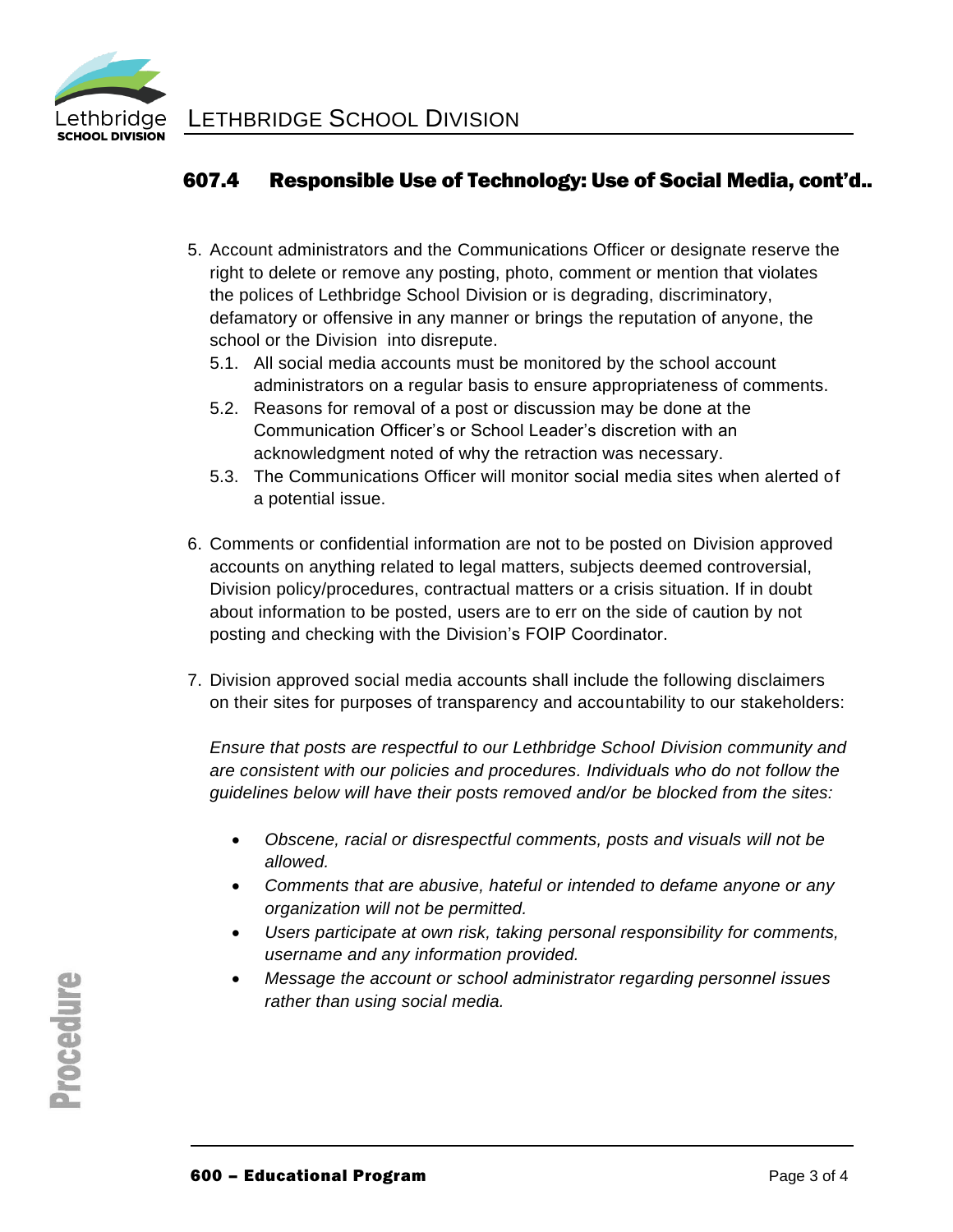## 607.4 Responsible Use of Technology: Use of Social Media, cont'd..

5. Account administrators and the Communications Officer or designate reserve the right to delete or remove any posting, photo, comment or mention that violates the polices of Lethbridge School Division or is degrading, discriminatory, defamatory or offensive in any manner or brings the reputation of anyone, the school or the Division into disrepute.
   5.1. All social media accounts must be monitored by the school account administrators on a regular basis to ensure appropriateness of comments.
   5.2. Reasons for removal of a post or discussion may be done at the Communication Officer's or School Leader's discretion with an acknowledgment noted of why the retraction was necessary.
   5.3. The Communications Officer will monitor social media sites when alerted of a potential issue.

6. Comments or confidential information are not to be posted on Division approved accounts on anything related to legal matters, subjects deemed controversial, Division policy/procedures, contractual matters or a crisis situation. If in doubt about information to be posted, users are to err on the side of caution by not posting and checking with the Division's FOIP Coordinator.

7. Division approved social media accounts shall include the following disclaimers on their sites for purposes of transparency and accountability to our stakeholders:

   *Ensure that posts are respectful to our Lethbridge School Division community and are consistent with our policies and procedures. Individuals who do not follow the guidelines below will have their posts removed and/or be blocked from the sites:*

   - *Obscene, racial or disrespectful comments, posts and visuals will not be allowed.*
   - *Comments that are abusive, hateful or intended to defame anyone or any organization will not be permitted.*
   - *Users participate at own risk, taking personal responsibility for comments, username and any information provided.*
   - *Message the account or school administrator regarding personnel issues rather than using social media.*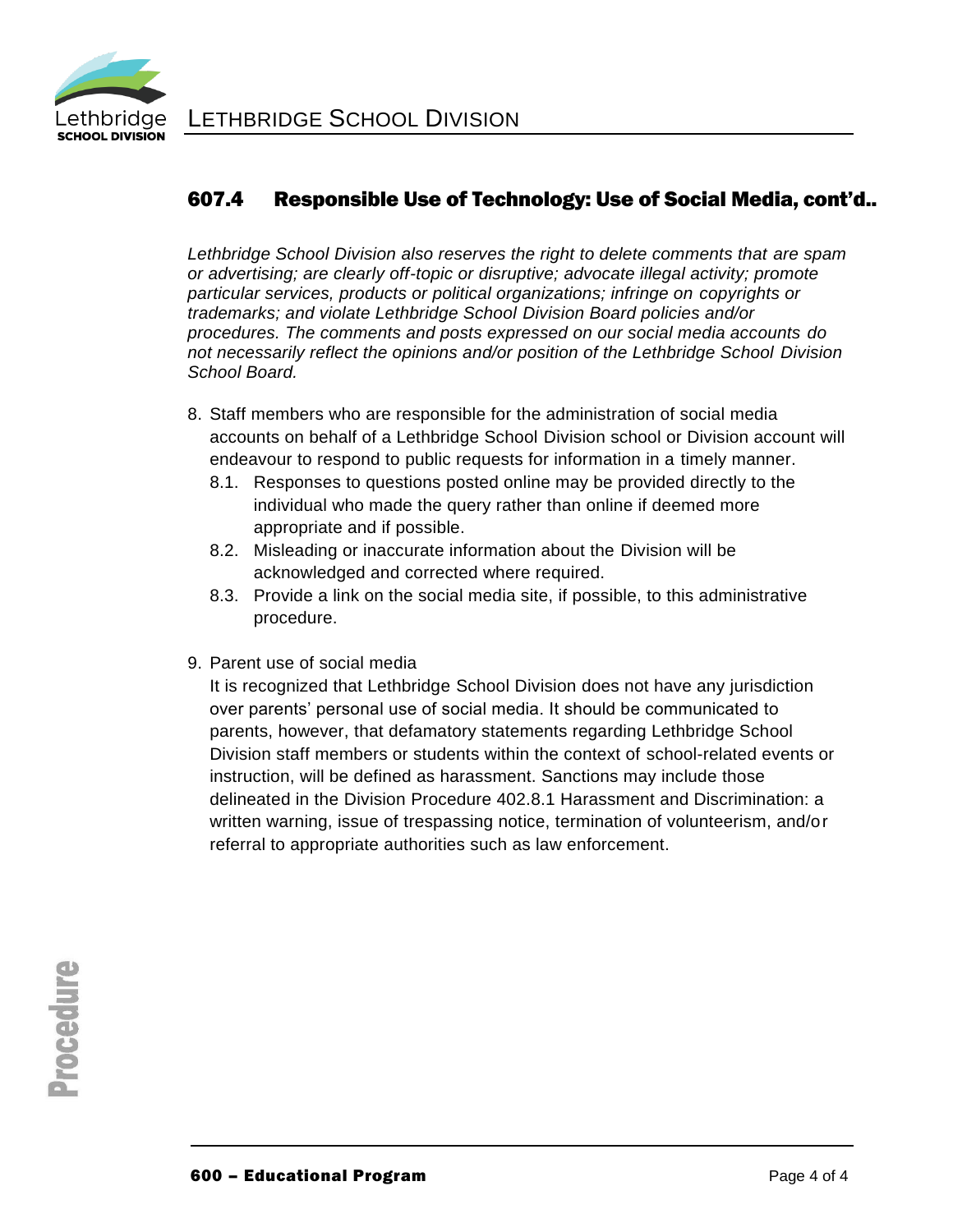## 607.4 Responsible Use of Technology: Use of Social Media, cont'd..

*Lethbridge School Division also reserves the right to delete comments that are spam or advertising; are clearly off-topic or disruptive; advocate illegal activity; promote particular services, products or political organizations; infringe on copyrights or trademarks; and violate Lethbridge School Division Board policies and/or procedures. The comments and posts expressed on our social media accounts do not necessarily reflect the opinions and/or position of the Lethbridge School Division School Board.*

8. Staff members who are responsible for the administration of social media accounts on behalf of a Lethbridge School Division school or Division account will endeavour to respond to public requests for information in a timely manner.
   - 8.1. Responses to questions posted online may be provided directly to the individual who made the query rather than online if deemed more appropriate and if possible.
   - 8.2. Misleading or inaccurate information about the Division will be acknowledged and corrected where required.
   - 8.3. Provide a link on the social media site, if possible, to this administrative procedure.

9. Parent use of social media

   It is recognized that Lethbridge School Division does not have any jurisdiction over parents' personal use of social media. It should be communicated to parents, however, that defamatory statements regarding Lethbridge School Division staff members or students within the context of school-related events or instruction, will be defined as harassment. Sanctions may include those delineated in the Division Procedure 402.8.1 Harassment and Discrimination: a written warning, issue of trespassing notice, termination of volunteerism, and/or referral to appropriate authorities such as law enforcement.